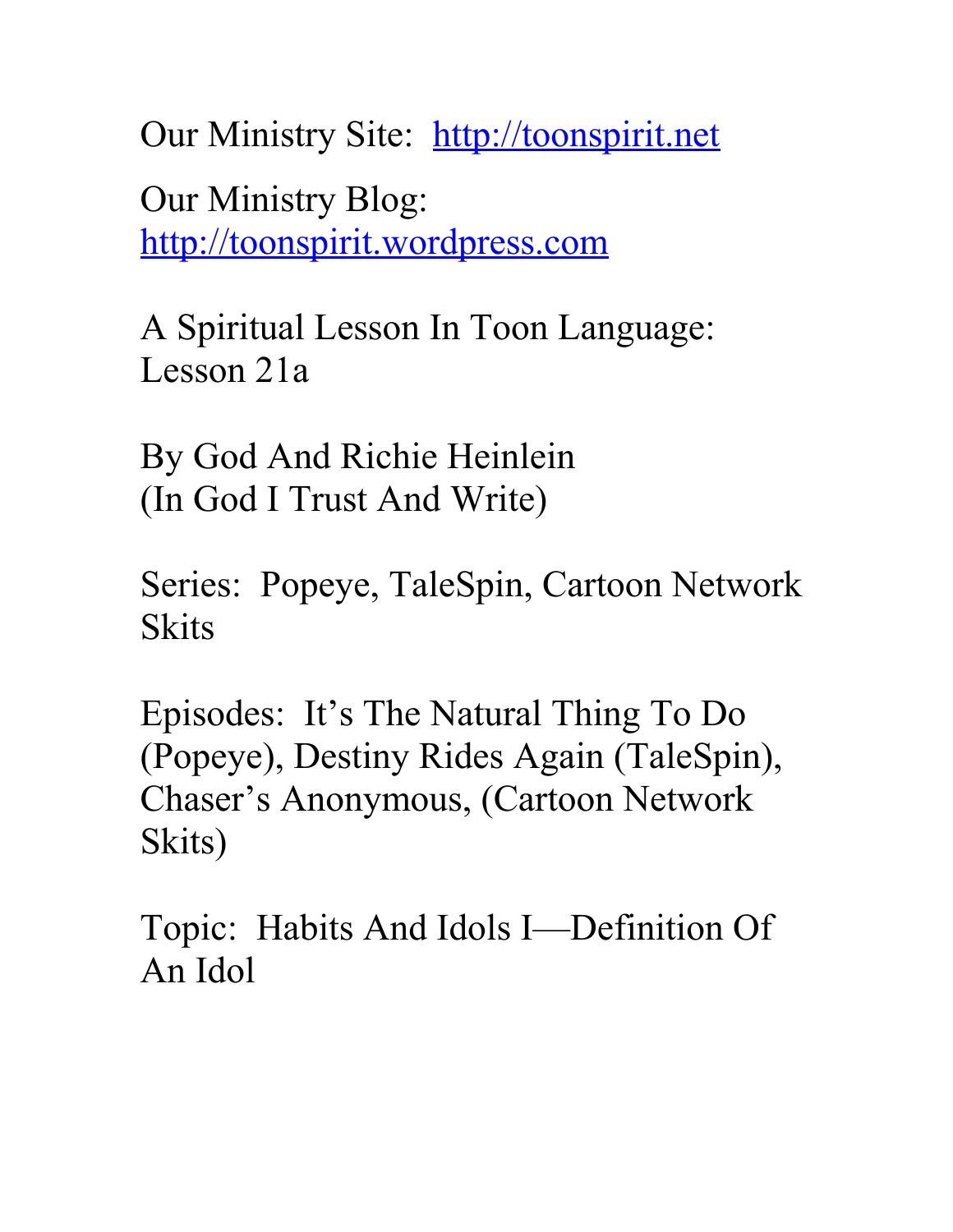Our Ministry Site: [http://toonspirit.net](http://toonspirit.net)

Our Ministry Blog: [http://toonspirit.wordpress.com](http://toonspirit.wordpress.com)

A Spiritual Lesson In Toon Language: Lesson 21a

By God And Richie Heinlein
(In God I Trust And Write)

Series: Popeye, TaleSpin, Cartoon Network Skits

Episodes: It's The Natural Thing To Do (Popeye), Destiny Rides Again (TaleSpin), Chaser's Anonymous, (Cartoon Network Skits)

Topic: Habits And Idols I—Definition Of An Idol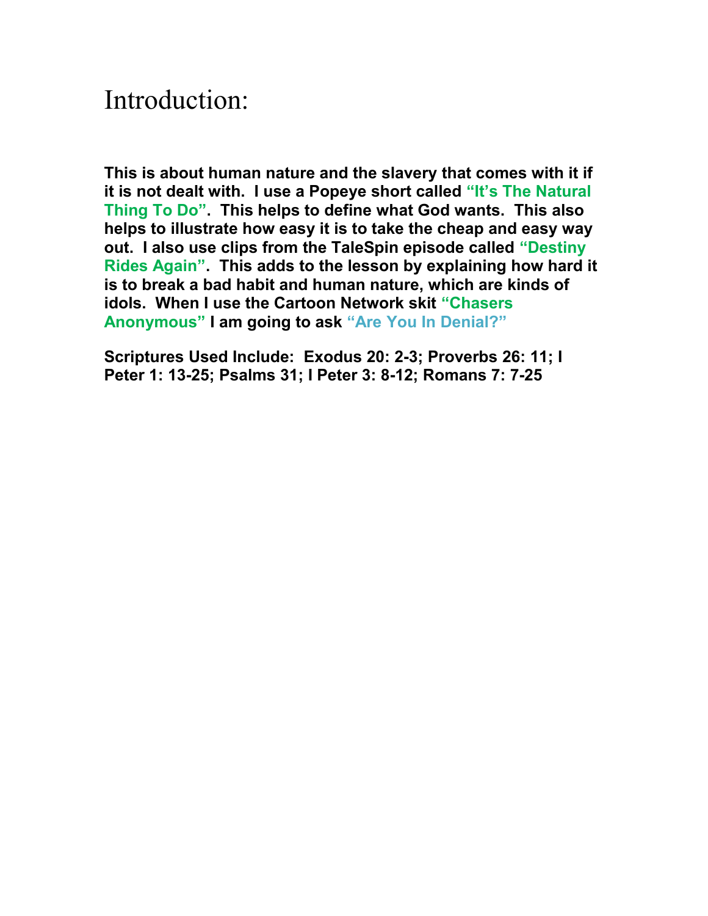# Introduction:

**This is about human nature and the slavery that comes with it if it is not dealt with. I use a Popeye short called "It's The Natural Thing To Do". This helps to define what God wants. This also helps to illustrate how easy it is to take the cheap and easy way out. I also use clips from the TaleSpin episode called "Destiny Rides Again". This adds to the lesson by explaining how hard it is to break a bad habit and human nature, which are kinds of idols. When I use the Cartoon Network skit "Chasers Anonymous" I am going to ask "Are You In Denial?"**

**Scriptures Used Include: Exodus 20: 2-3; Proverbs 26: 11; I Peter 1: 13-25; Psalms 31; I Peter 3: 8-12; Romans 7: 7-25**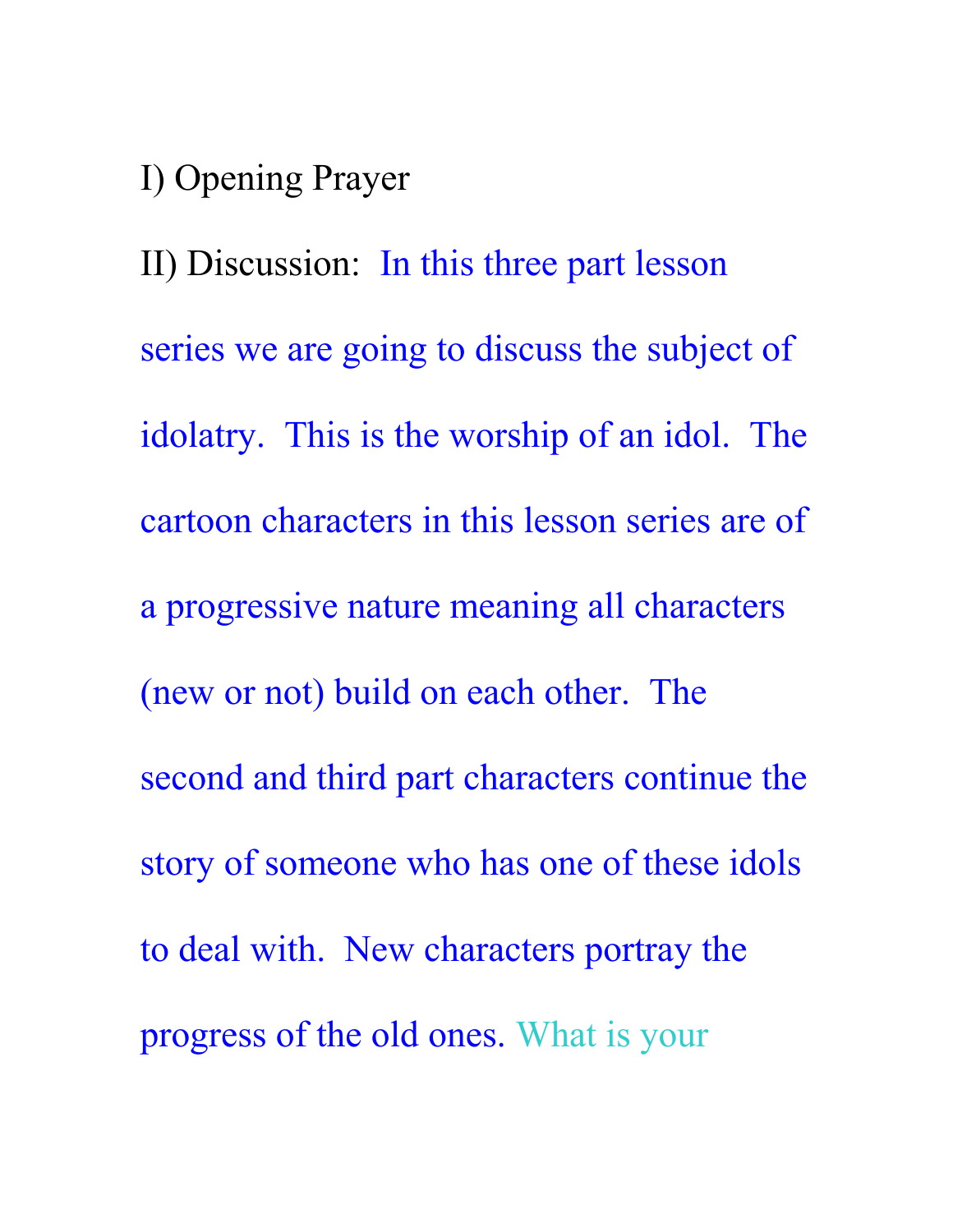I) Opening Prayer

II) Discussion: In this three part lesson series we are going to discuss the subject of idolatry. This is the worship of an idol. The cartoon characters in this lesson series are of a progressive nature meaning all characters (new or not) build on each other. The second and third part characters continue the story of someone who has one of these idols to deal with. New characters portray the progress of the old ones. What is your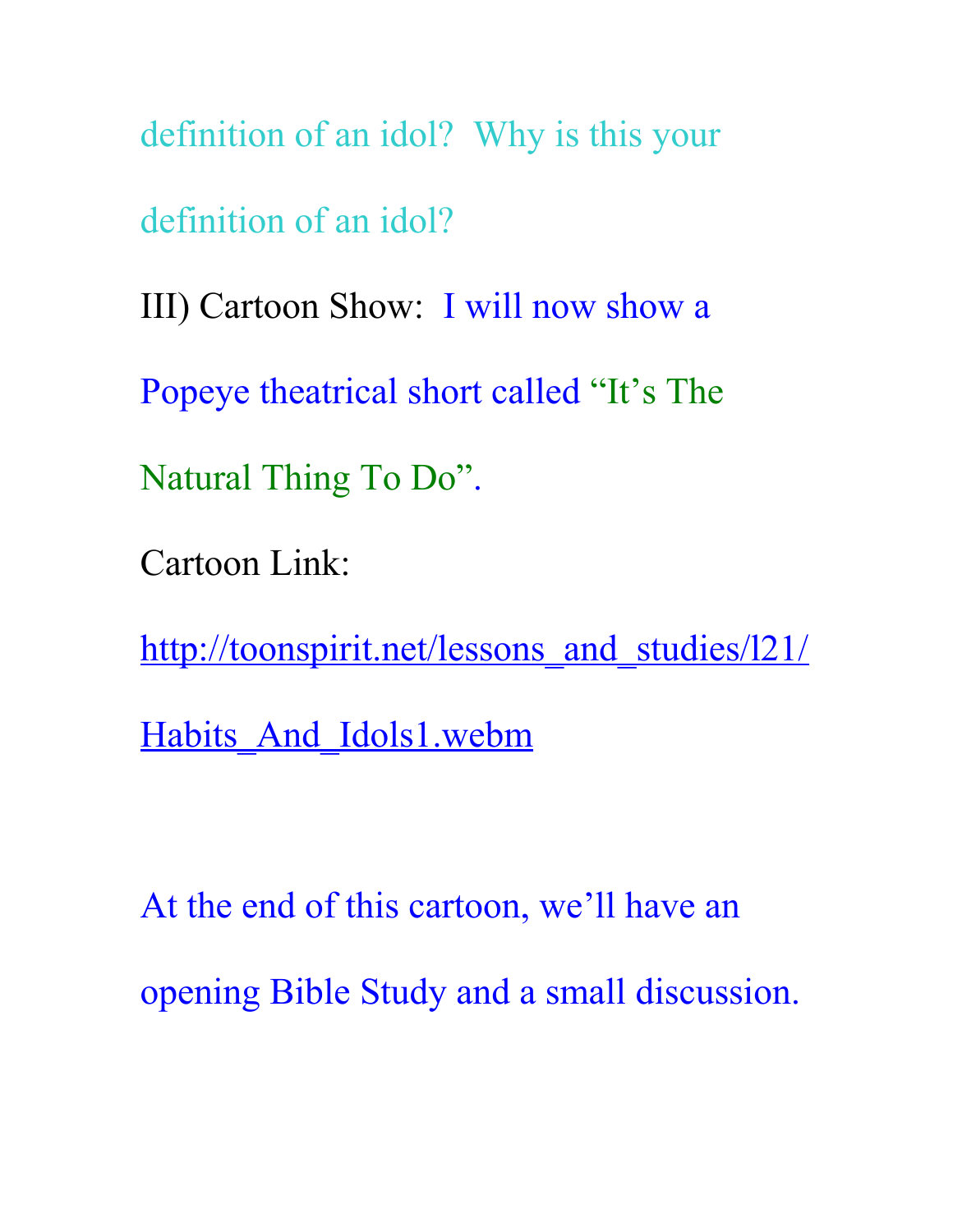definition of an idol? Why is this your definition of an idol?

III) Cartoon Show: I will now show a Popeye theatrical short called "It's The Natural Thing To Do".

Cartoon Link:

http://toonspirit.net/lessons_and_studies/l21/Habits_And_Idols1.webm

At the end of this cartoon, we'll have an opening Bible Study and a small discussion.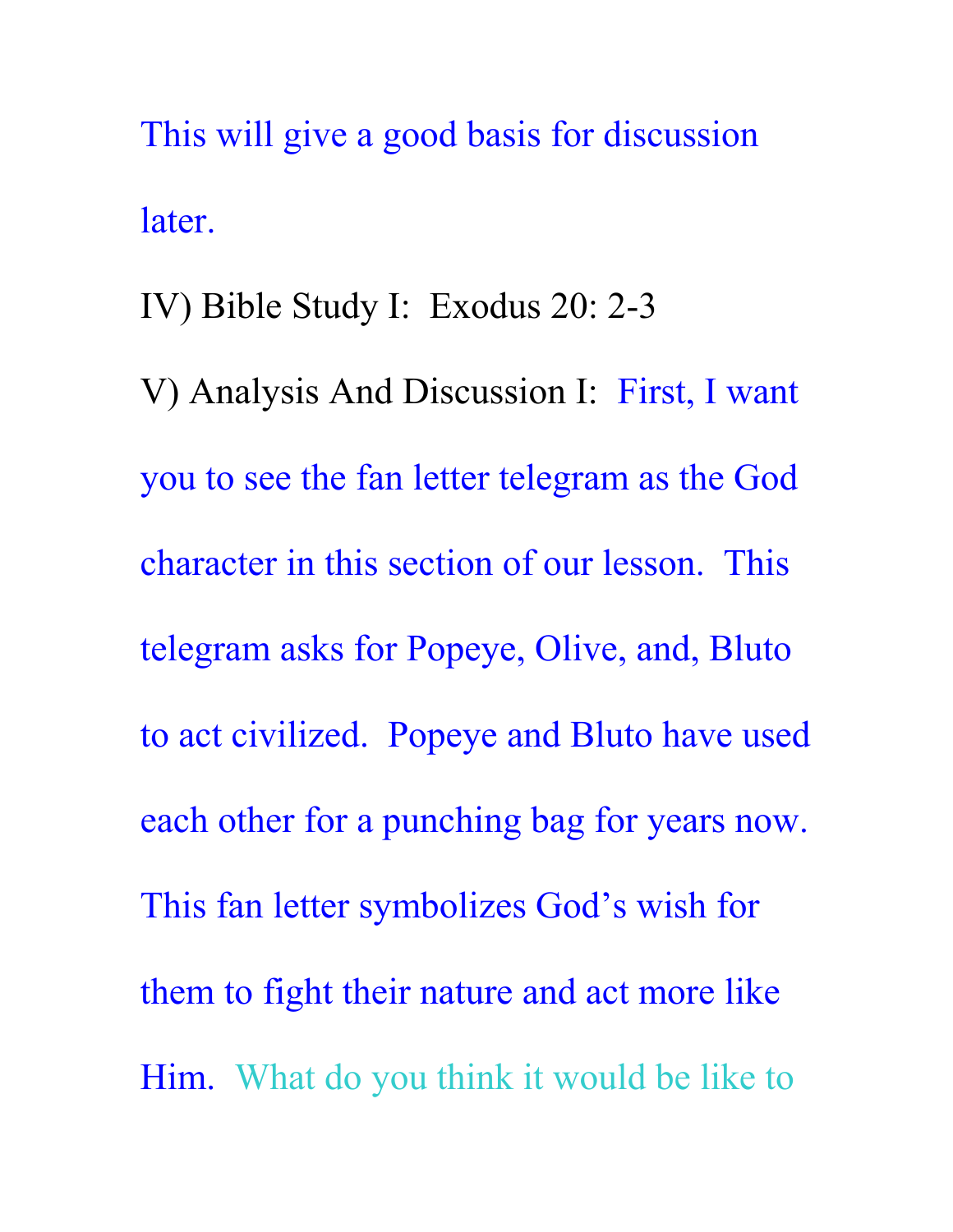This will give a good basis for discussion later.

IV) Bible Study I:  Exodus 20: 2-3

V) Analysis And Discussion I:  First, I want you to see the fan letter telegram as the God character in this section of our lesson.  This telegram asks for Popeye, Olive, and, Bluto to act civilized.  Popeye and Bluto have used each other for a punching bag for years now.  This fan letter symbolizes God's wish for them to fight their nature and act more like Him.  What do you think it would be like to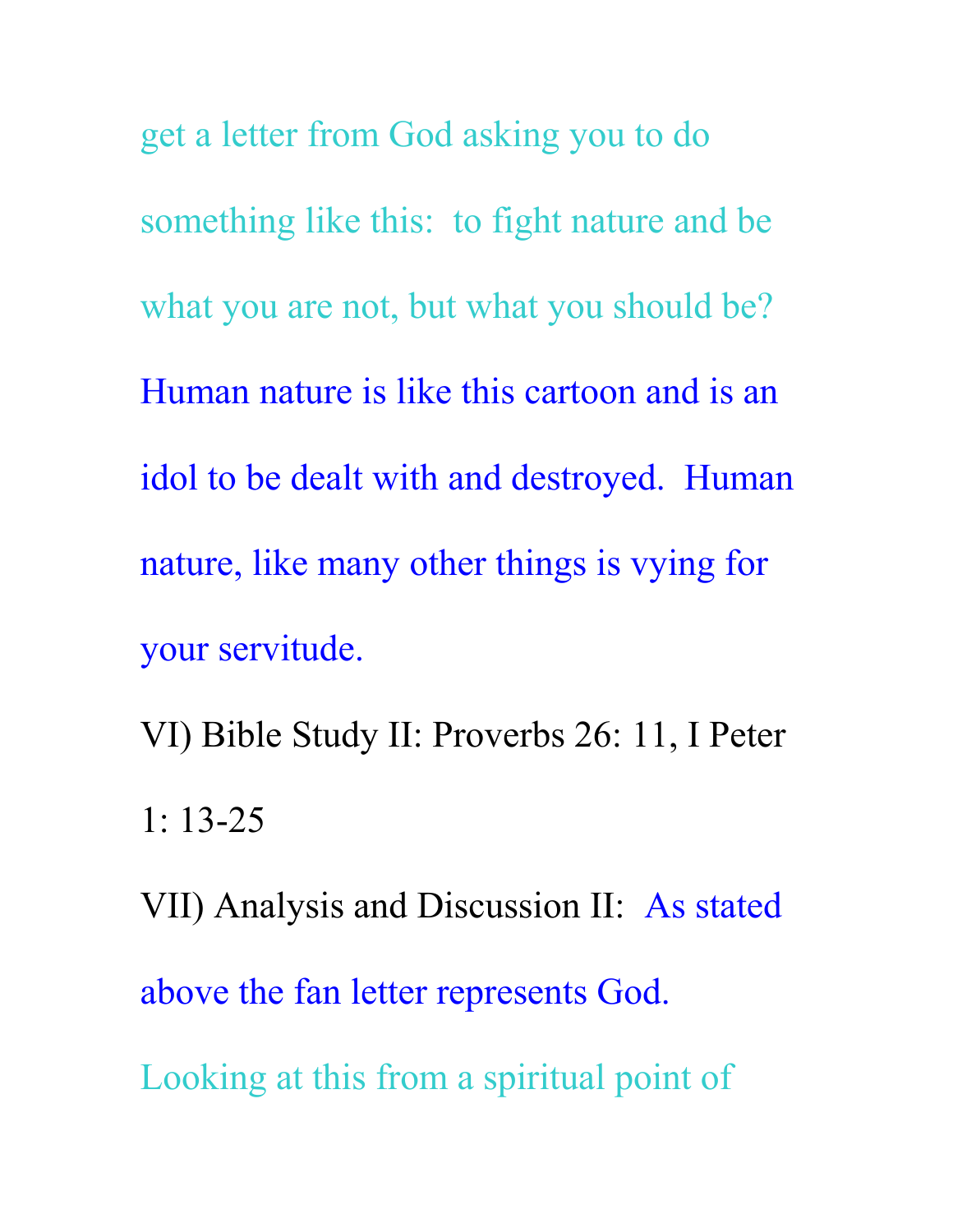get a letter from God asking you to do something like this: to fight nature and be what you are not, but what you should be? Human nature is like this cartoon and is an idol to be dealt with and destroyed. Human nature, like many other things is vying for your servitude.

VI) Bible Study II: Proverbs 26: 11, I Peter 1: 13-25

VII) Analysis and Discussion II: As stated above the fan letter represents God. Looking at this from a spiritual point of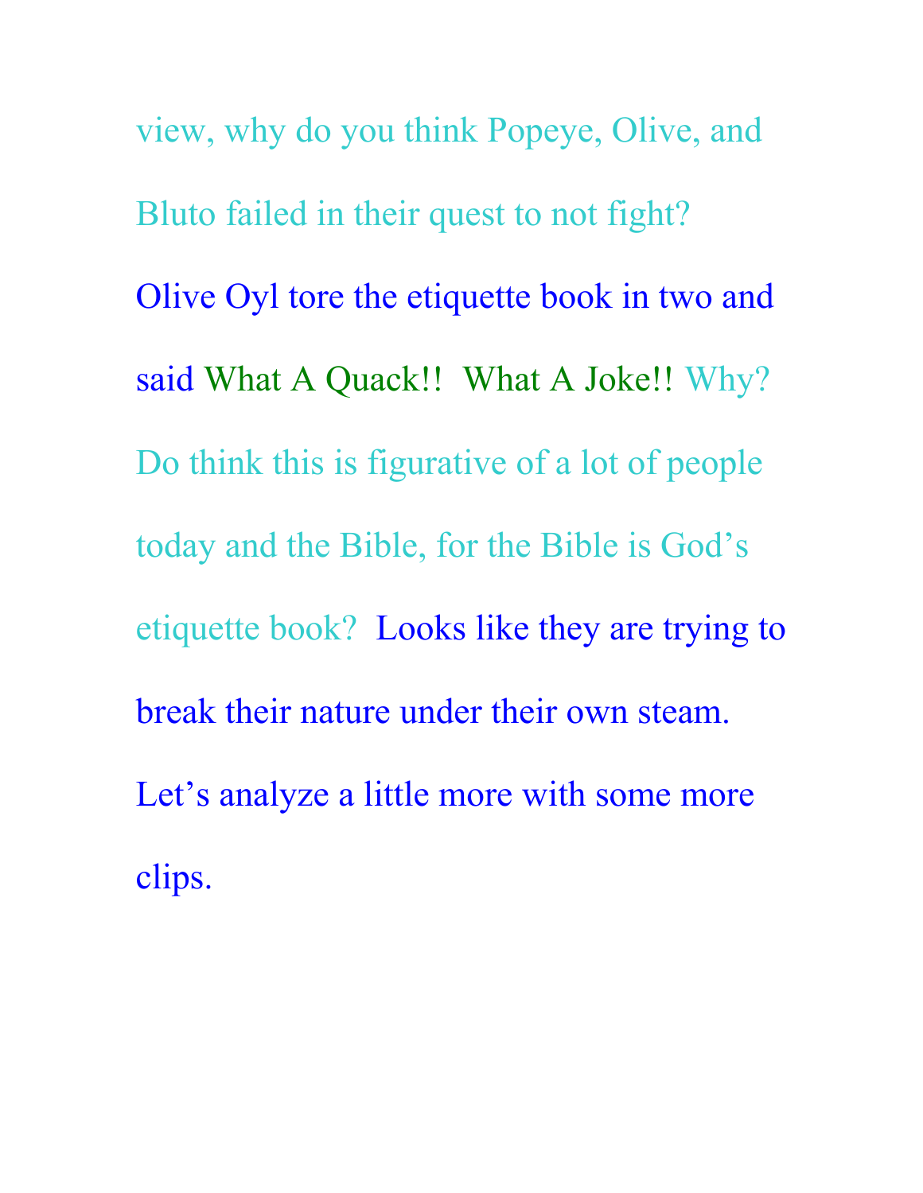view, why do you think Popeye, Olive, and Bluto failed in their quest to not fight?

Olive Oyl tore the etiquette book in two and said What A Quack!! What A Joke!! Why? Do think this is figurative of a lot of people today and the Bible, for the Bible is God's etiquette book? Looks like they are trying to break their nature under their own steam.

Let's analyze a little more with some more clips.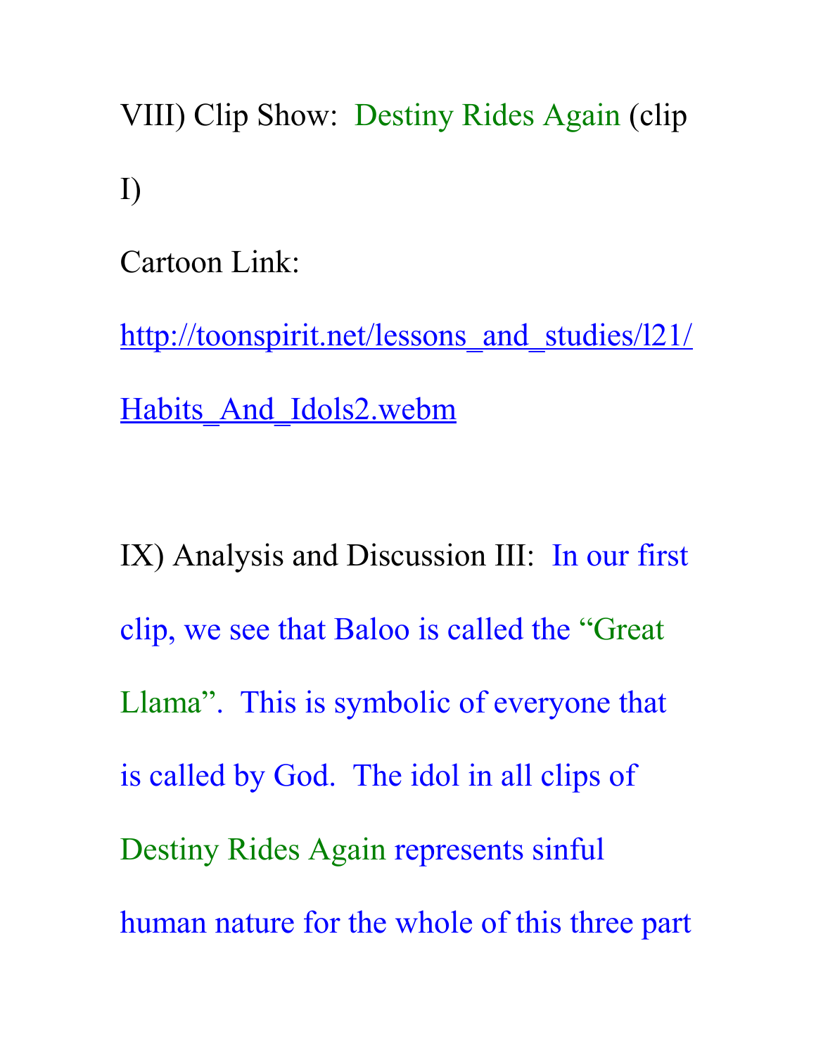VIII) Clip Show: Destiny Rides Again (clip I)

Cartoon Link:

http://toonspirit.net/lessons_and_studies/l21/Habits_And_Idols2.webm

IX) Analysis and Discussion III: In our first clip, we see that Baloo is called the "Great Llama". This is symbolic of everyone that is called by God. The idol in all clips of Destiny Rides Again represents sinful human nature for the whole of this three part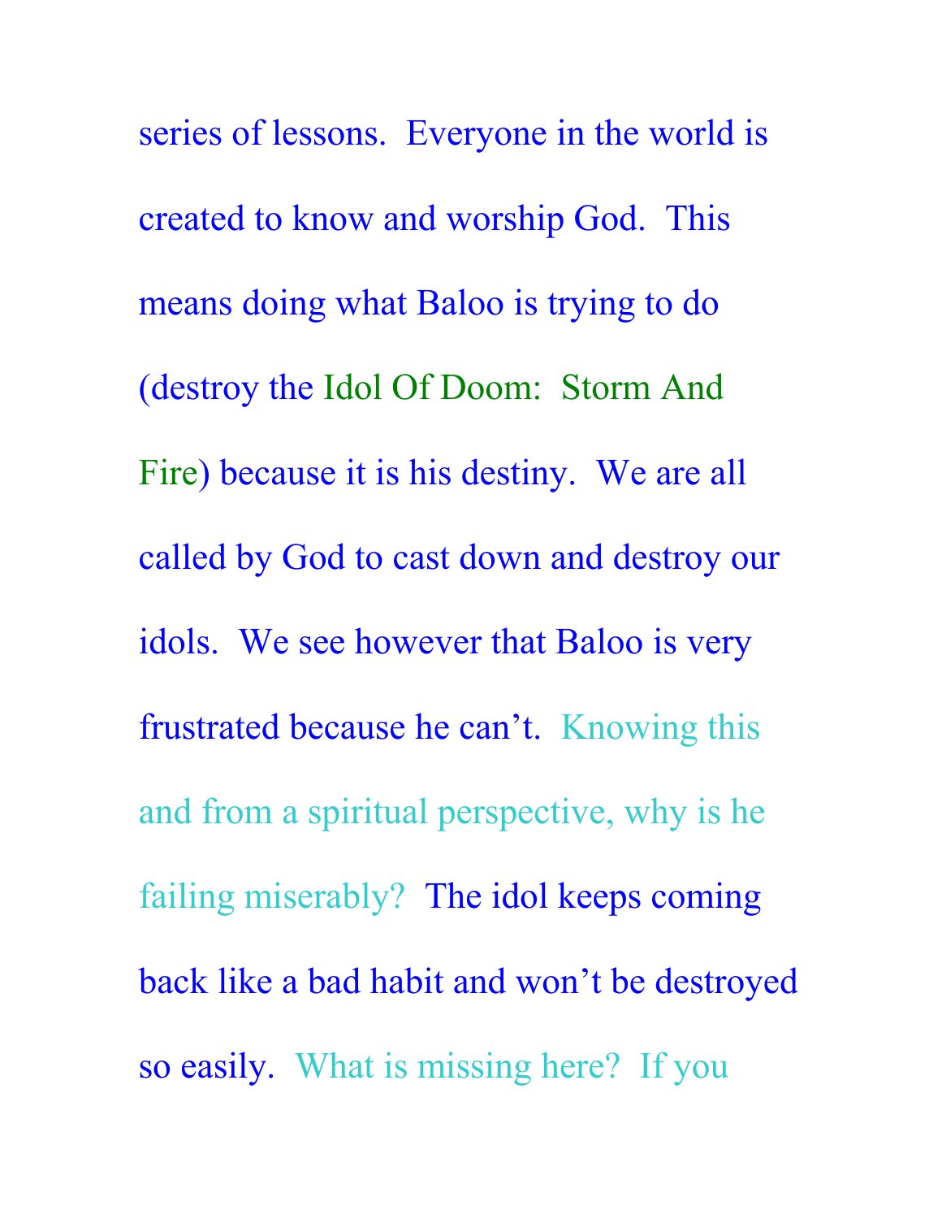series of lessons. Everyone in the world is created to know and worship God. This means doing what Baloo is trying to do (destroy the Idol Of Doom: Storm And Fire) because it is his destiny. We are all called by God to cast down and destroy our idols. We see however that Baloo is very frustrated because he can't. Knowing this and from a spiritual perspective, why is he failing miserably? The idol keeps coming back like a bad habit and won't be destroyed so easily. What is missing here? If you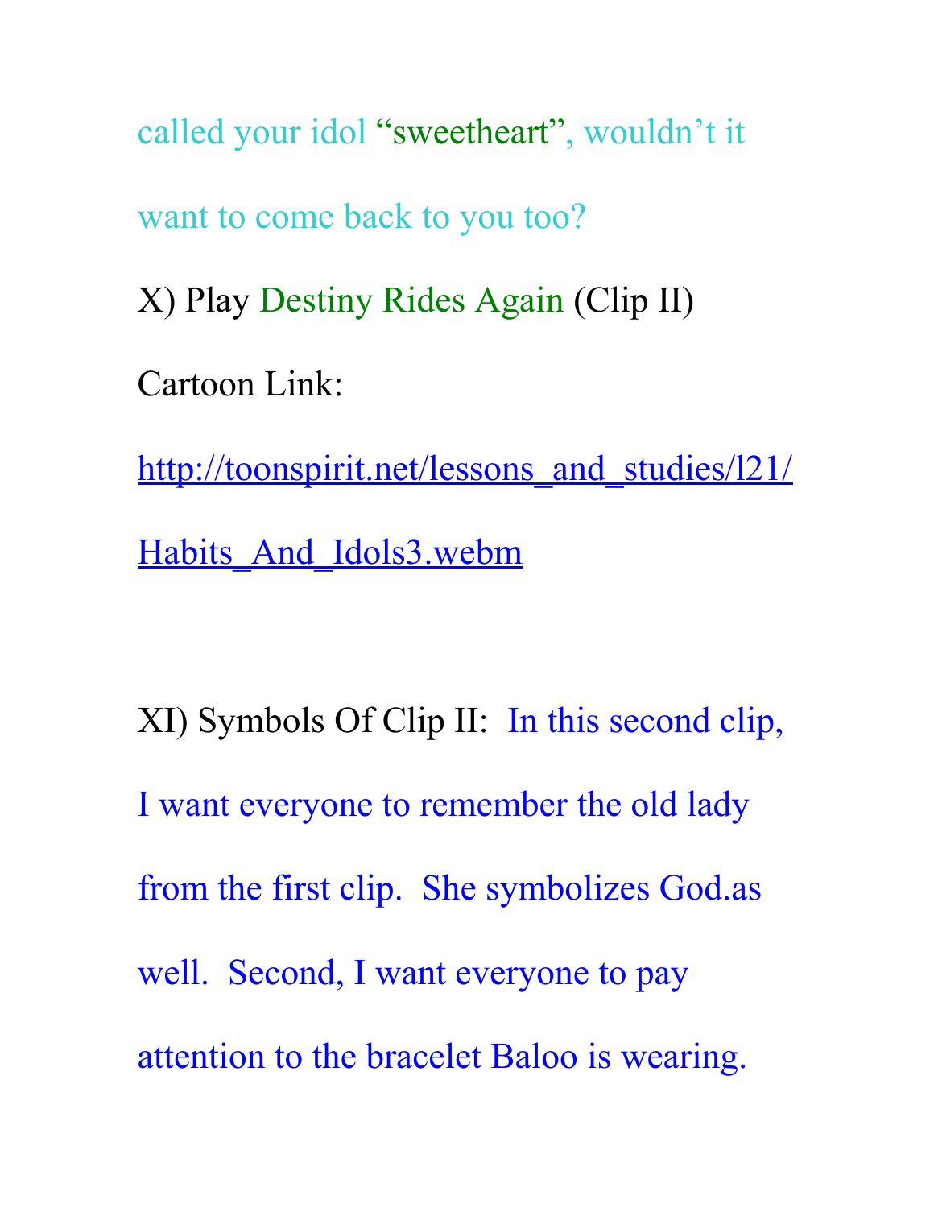called your idol "sweetheart", wouldn't it want to come back to you too?

X) Play Destiny Rides Again (Clip II)

Cartoon Link:

[http://toonspirit.net/lessons_and_studies/l21/Habits_And_Idols3.webm](http://toonspirit.net/lessons_and_studies/l21/Habits_And_Idols3.webm)

XI) Symbols Of Clip II: In this second clip, I want everyone to remember the old lady from the first clip. She symbolizes God.as well. Second, I want everyone to pay attention to the bracelet Baloo is wearing.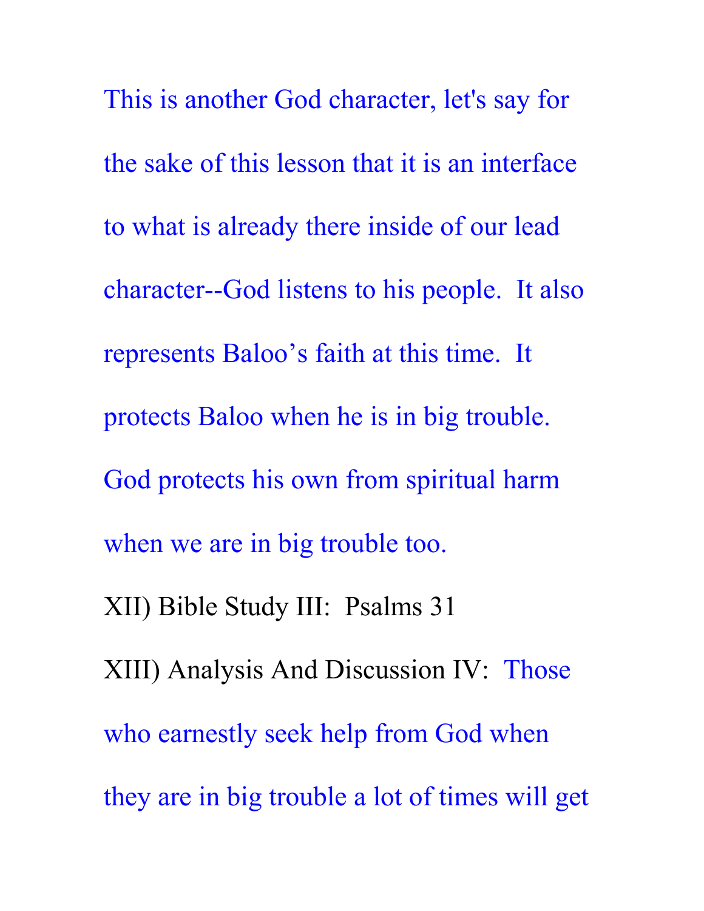This is another God character, let's say for the sake of this lesson that it is an interface to what is already there inside of our lead character--God listens to his people. It also represents Baloo's faith at this time. It protects Baloo when he is in big trouble. God protects his own from spiritual harm when we are in big trouble too.

XII) Bible Study III: Psalms 31

XIII) Analysis And Discussion IV: Those who earnestly seek help from God when they are in big trouble a lot of times will get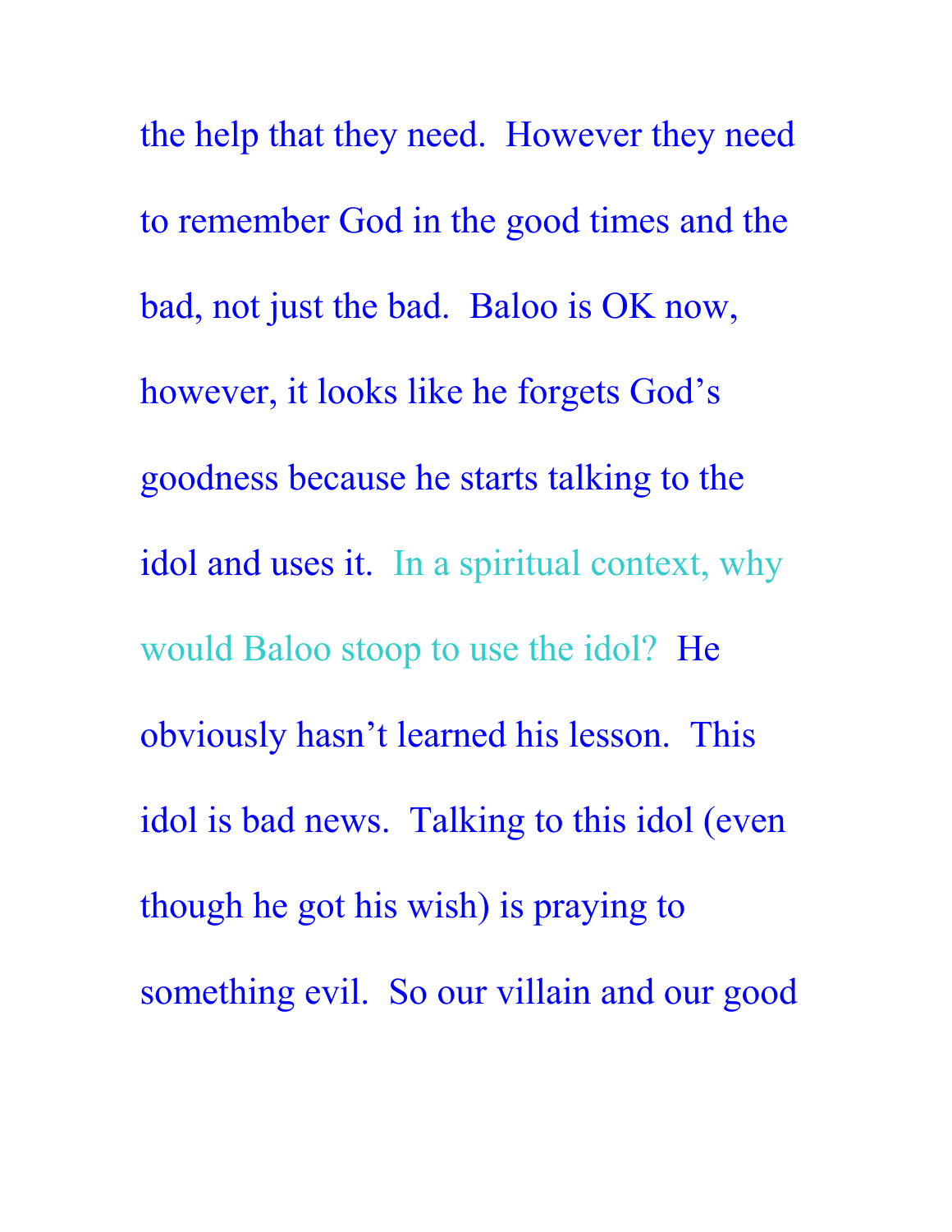the help that they need.  However they need to remember God in the good times and the bad, not just the bad.  Baloo is OK now, however, it looks like he forgets God's goodness because he starts talking to the idol and uses it.  In a spiritual context, why would Baloo stoop to use the idol?  He obviously hasn't learned his lesson.  This idol is bad news.  Talking to this idol (even though he got his wish) is praying to something evil.  So our villain and our good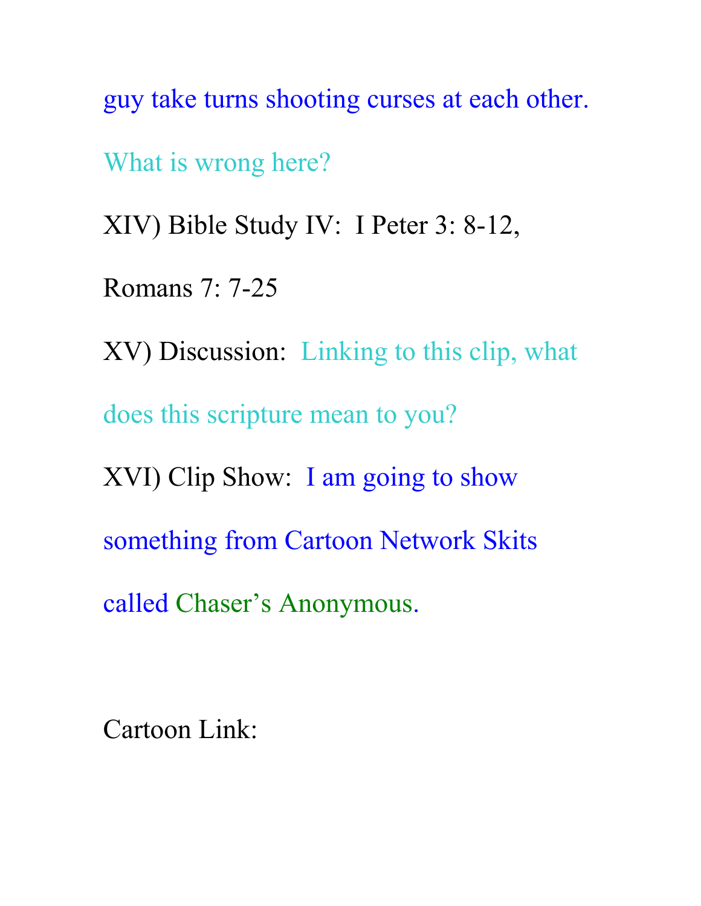guy take turns shooting curses at each other.

What is wrong here?

XIV) Bible Study IV:  I Peter 3: 8-12, Romans 7: 7-25

XV) Discussion:  Linking to this clip, what does this scripture mean to you?

XVI) Clip Show:  I am going to show something from Cartoon Network Skits called Chaser's Anonymous.

Cartoon Link: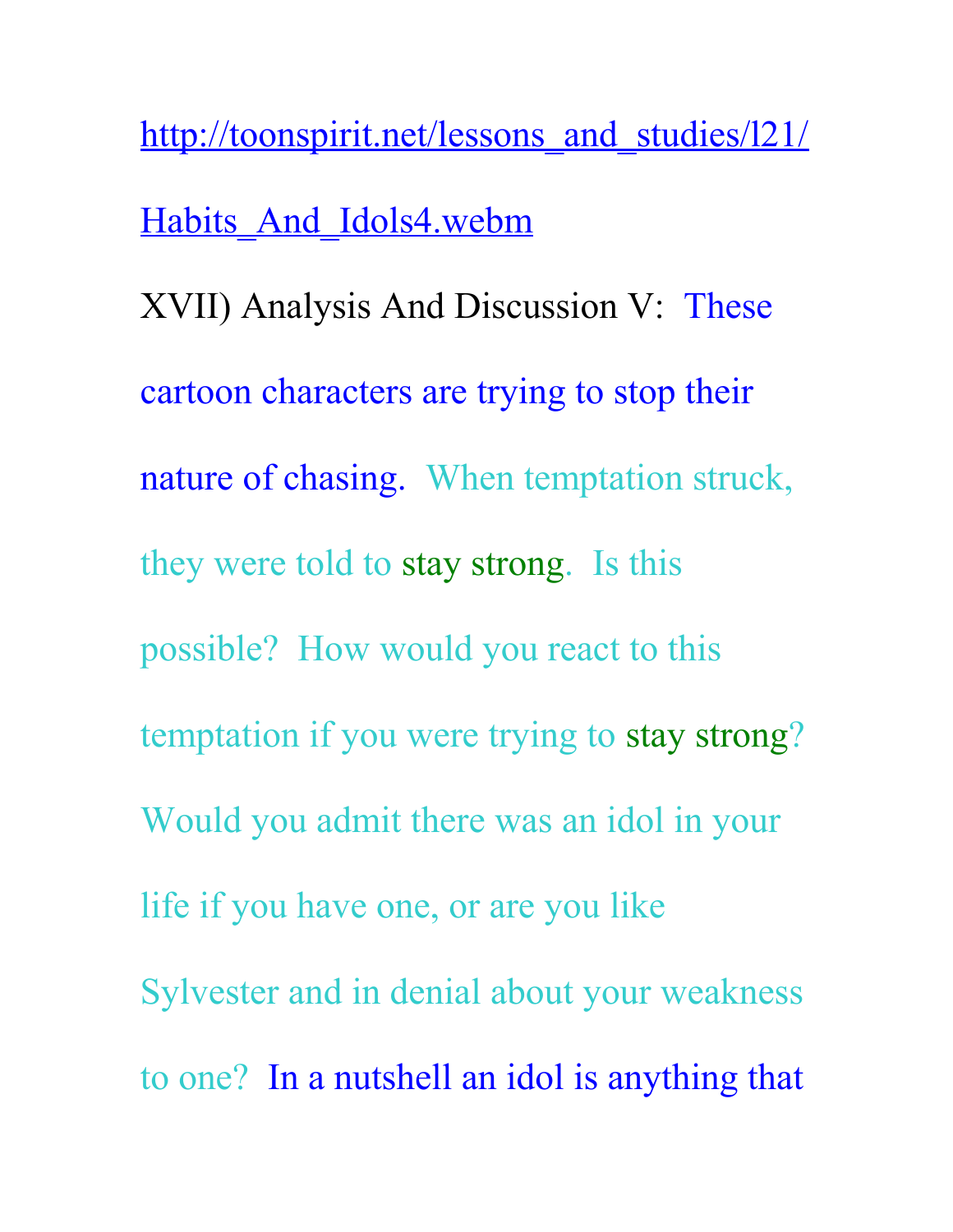http://toonspirit.net/lessons_and_studies/l21/Habits_And_Idols4.webm

XVII) Analysis And Discussion V: These cartoon characters are trying to stop their nature of chasing. When temptation struck, they were told to stay strong. Is this possible? How would you react to this temptation if you were trying to stay strong? Would you admit there was an idol in your life if you have one, or are you like Sylvester and in denial about your weakness to one? In a nutshell an idol is anything that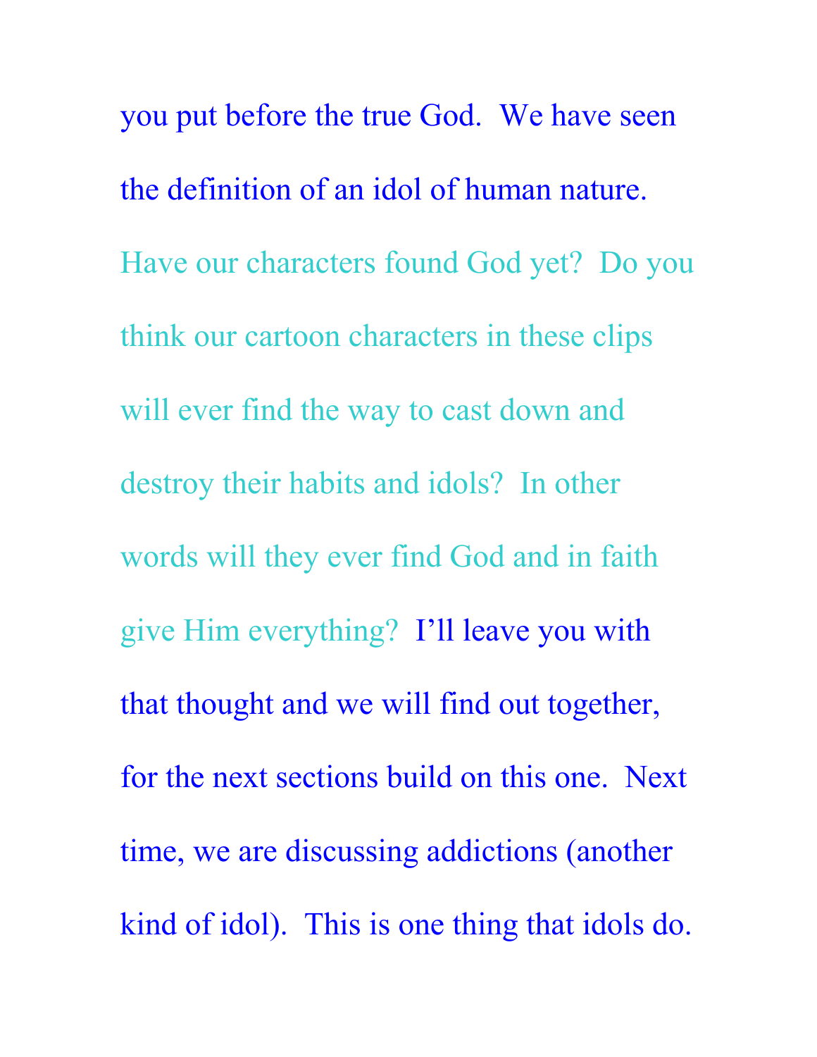you put before the true God. We have seen the definition of an idol of human nature. Have our characters found God yet? Do you think our cartoon characters in these clips will ever find the way to cast down and destroy their habits and idols? In other words will they ever find God and in faith give Him everything? I'll leave you with that thought and we will find out together, for the next sections build on this one. Next time, we are discussing addictions (another kind of idol). This is one thing that idols do.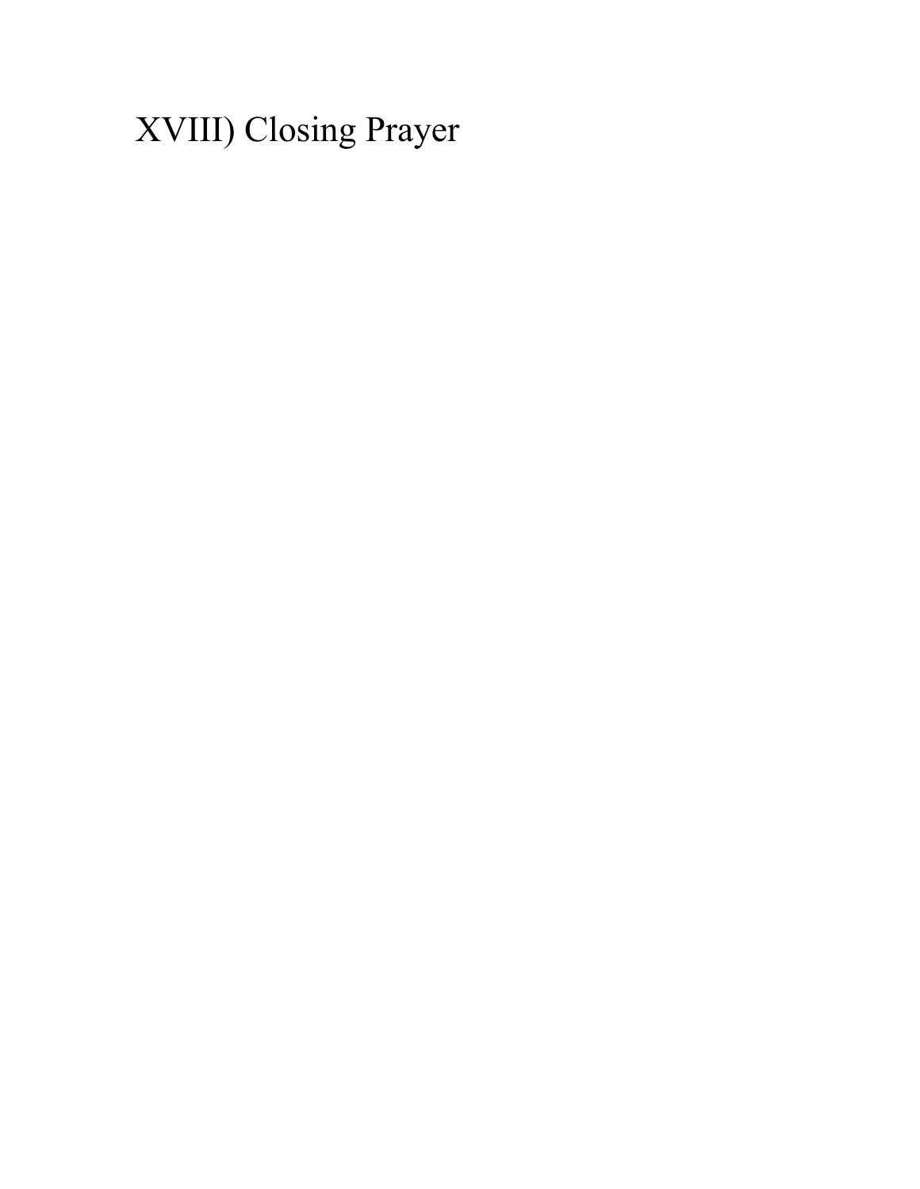## XVIII) Closing Prayer